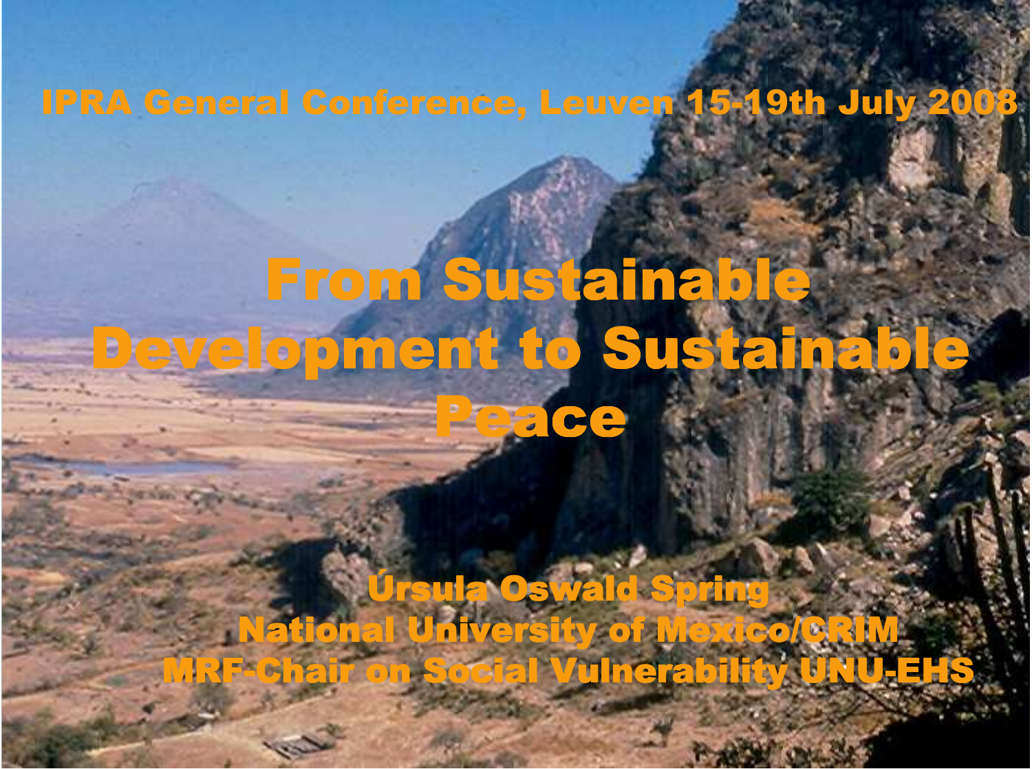IPRA General Conference, Leuven 15-19th July 2008

# From Sustainable Development to Sustainable Peace

Úrsula Oswald Spring

National University of Mexico/CRIM

MRF-Chair on Social Vulnerability UNU-EHS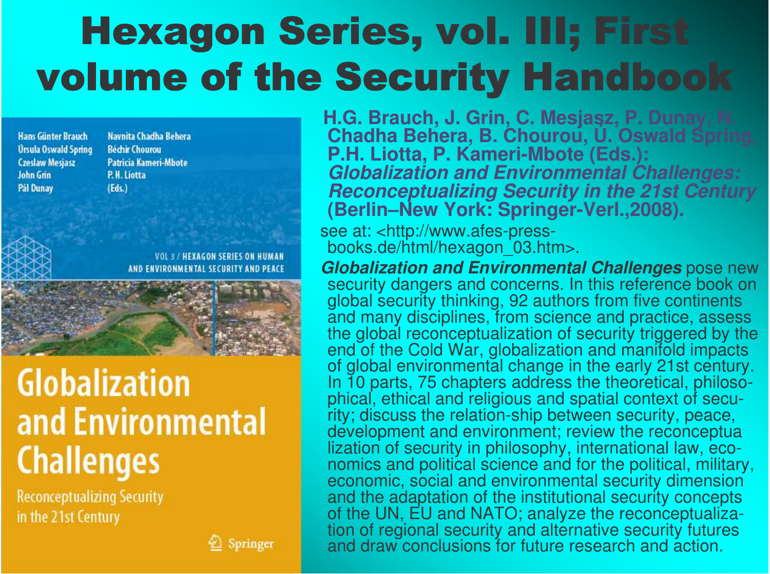# Hexagon Series, vol. III; First volume of the Security Handbook

**H.G. Brauch, J. Grin, C. Mesjasz, P. Dunay, N. Chadha Behera, B. Chourou, U. Oswald Spring, P.H. Liotta, P. Kameri-Mbote (Eds.): *Globalization and Environmental Challenges: Reconceptualizing Security in the 21st Century* (Berlin–New York: Springer-Verl.,2008).**

see at: <http://www.afes-press-books.de/html/hexagon_03.htm>.

***Globalization and Environmental Challenges*** pose new security dangers and concerns. In this reference book on global security thinking, 92 authors from five continents and many disciplines, from science and practice, assess the global reconceptualization of security triggered by the end of the Cold War, globalization and manifold impacts of global environmental change in the early 21st century. In 10 parts, 75 chapters address the theoretical, philosophical, ethical and religious and spatial context of security; discuss the relation-ship between security, peace, development and environment; review the reconceptua lization of security in philosophy, international law, economics and political science and for the political, military, economic, social and environmental security dimension and the adaptation of the institutional security concepts of the UN, EU and NATO; analyze the reconceptualization of regional security and alternative security futures and draw conclusions for future research and action.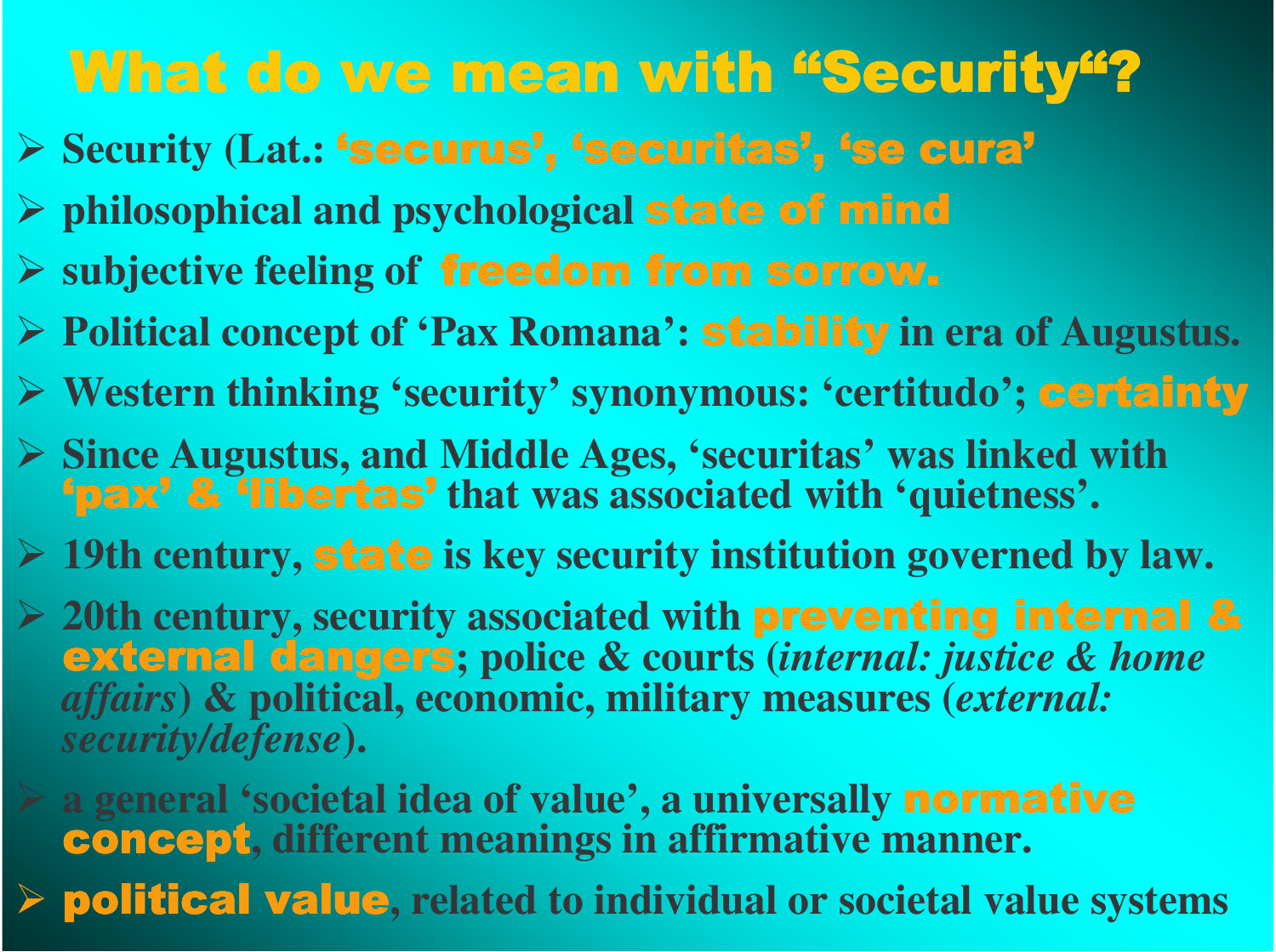# What do we mean with "Security"?

- Security (Lat.: **'securus', 'securitas', 'se cura'**
- philosophical and psychological **state of mind**
- subjective feeling of **freedom from sorrow.**
- Political concept of 'Pax Romana': **stability** in era of Augustus.
- Western thinking 'security' synonymous: 'certitudo'; **certainty**
- Since Augustus, and Middle Ages, 'securitas' was linked with **'pax' & 'libertas'** that was associated with 'quietness'.
- 19th century, **state** is key security institution governed by law.
- 20th century, security associated with **preventing internal & external dangers**; police & courts (*internal: justice & home affairs*) & political, economic, military measures (*external: security/defense*).
- a general 'societal idea of value', a universally **normative concept**, different meanings in affirmative manner.
- **political value**, related to individual or societal value systems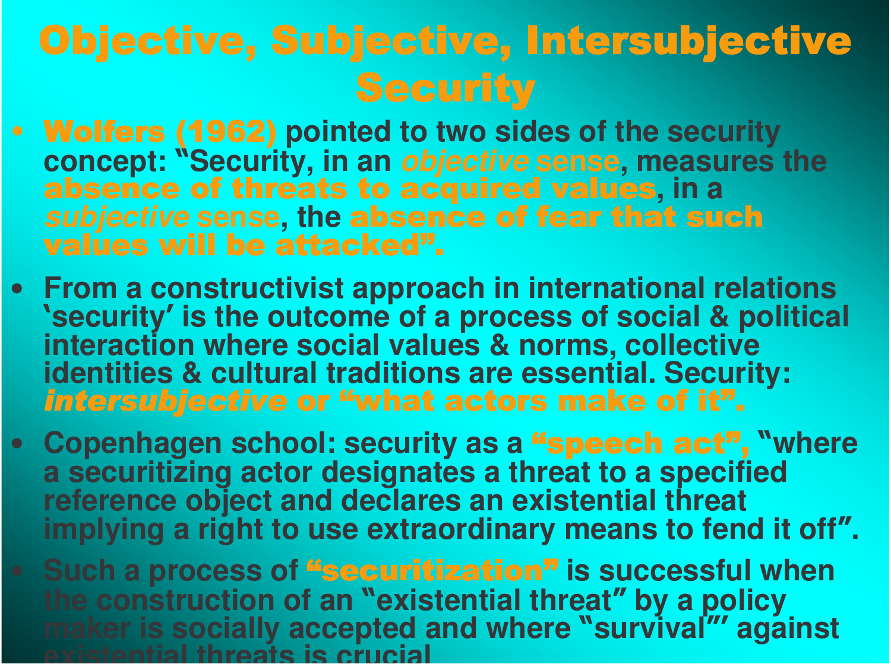# Objective, Subjective, Intersubjective Security

- **Wolfers (1962)** pointed to two sides of the security concept: "Security, in an *objective* sense, measures the **absence of threats to acquired values**, in a *subjective* sense, the **absence of fear that such values will be attacked".**
- From a constructivist approach in international relations 'security' is the outcome of a process of social & political interaction where social values & norms, collective identities & cultural traditions are essential. Security: ***intersubjective* or "what actors make of it".**
- Copenhagen school: security as a **"speech act",** "where a securitizing actor designates a threat to a specified reference object and declares an existential threat implying a right to use extraordinary means to fend it off".
- Such a process of **"securitization"** is successful when the construction of an "existential threat" by a policy maker is socially accepted and where "survival"' against existential threats is crucial.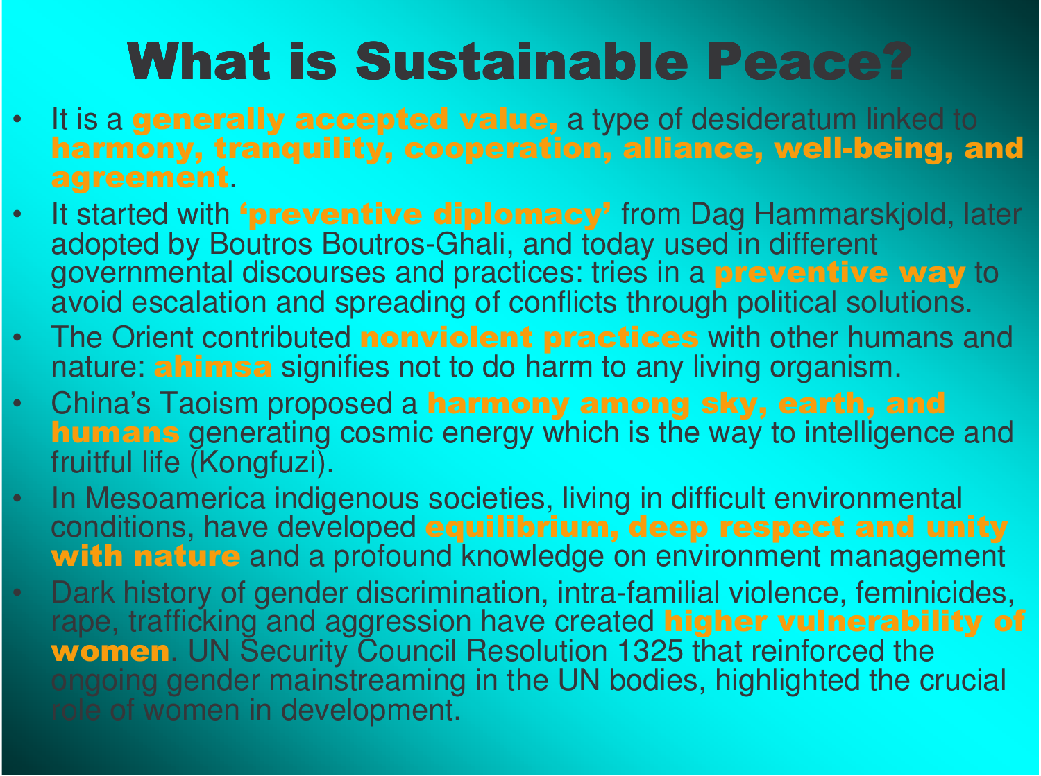# What is Sustainable Peace?

- It is a **generally accepted value,** a type of desideratum linked to **harmony, tranquility, cooperation, alliance, well-being, and agreement**.
- It started with **'preventive diplomacy'** from Dag Hammarskjold, later adopted by Boutros Boutros-Ghali, and today used in different governmental discourses and practices: tries in a **preventive way** to avoid escalation and spreading of conflicts through political solutions.
- The Orient contributed **nonviolent practices** with other humans and nature: **ahimsa** signifies not to do harm to any living organism.
- China's Taoism proposed a **harmony among sky, earth, and humans** generating cosmic energy which is the way to intelligence and fruitful life (Kongfuzi).
- In Mesoamerica indigenous societies, living in difficult environmental conditions, have developed **equilibrium, deep respect and unity with nature** and a profound knowledge on environment management
- Dark history of gender discrimination, intra-familial violence, feminicides, rape, trafficking and aggression have created **higher vulnerability of women**. UN Security Council Resolution 1325 that reinforced the ongoing gender mainstreaming in the UN bodies, highlighted the crucial role of women in development.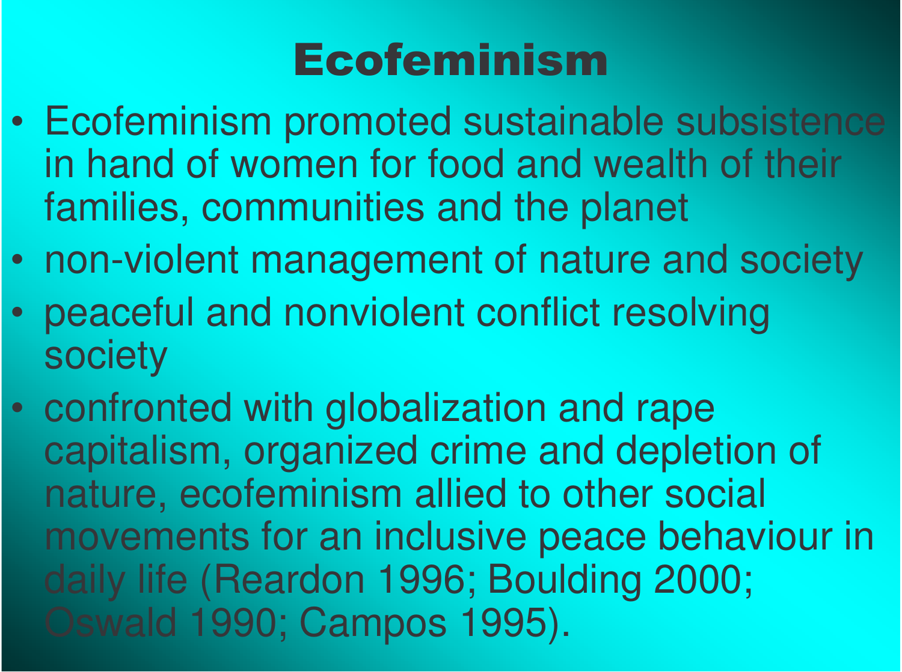# Ecofeminism

- Ecofeminism promoted sustainable subsistence in hand of women for food and wealth of their families, communities and the planet
- non-violent management of nature and society
- peaceful and nonviolent conflict resolving society
- confronted with globalization and rape capitalism, organized crime and depletion of nature, ecofeminism allied to other social movements for an inclusive peace behaviour in daily life (Reardon 1996; Boulding 2000; Oswald 1990; Campos 1995).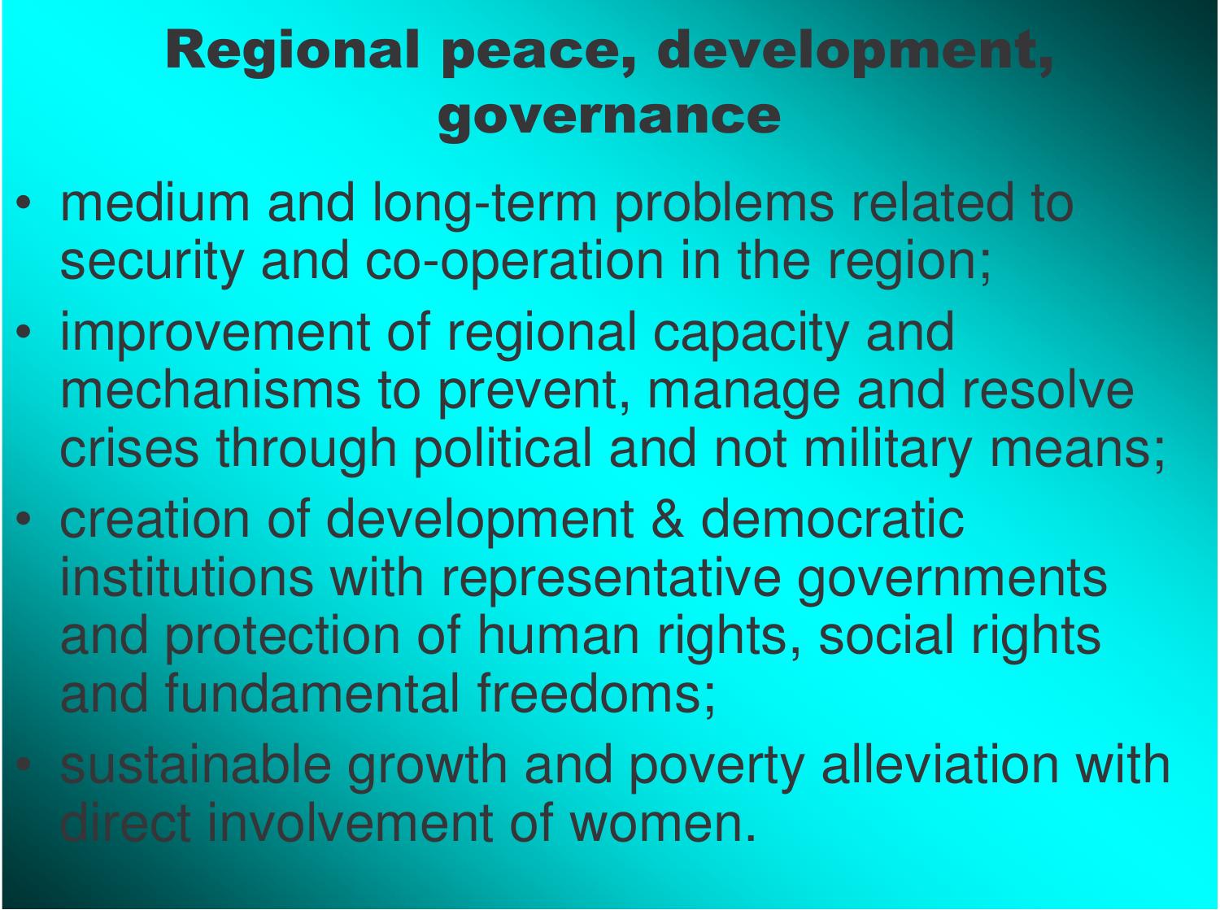# Regional peace, development, governance

- medium and long-term problems related to security and co-operation in the region;
- improvement of regional capacity and mechanisms to prevent, manage and resolve crises through political and not military means;
- creation of development & democratic institutions with representative governments and protection of human rights, social rights and fundamental freedoms;
- sustainable growth and poverty alleviation with direct involvement of women.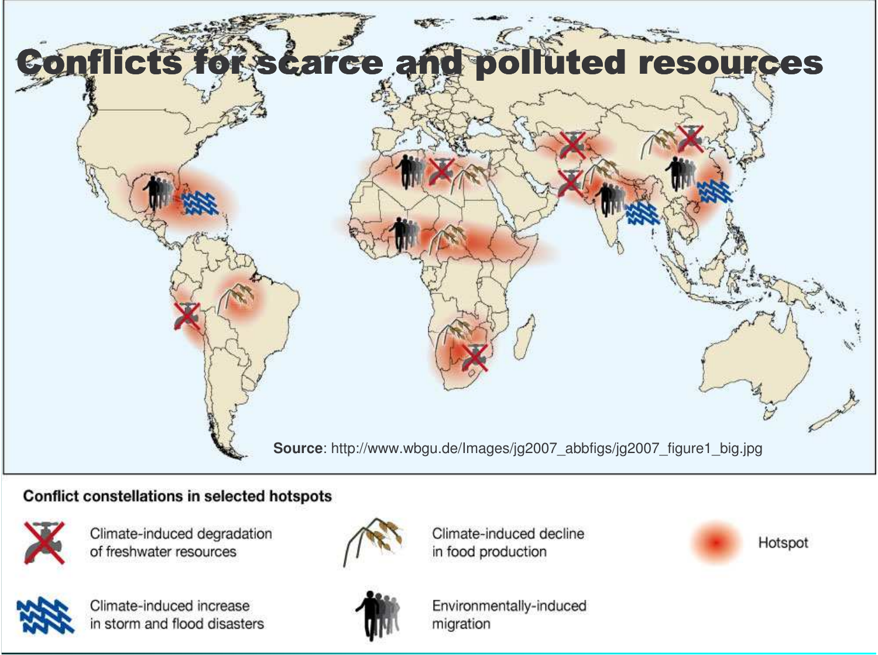# Conflicts for scarce and polluted resources

**Source**: http://www.wbgu.de/Images/jg2007_abbfigs/jg2007_figure1_big.jpg

**Conflict constellations in selected hotspots**

- Climate-induced degradation of freshwater resources
- Climate-induced decline in food production
- Hotspot
- Climate-induced increase in storm and flood disasters
- Environmentally-induced migration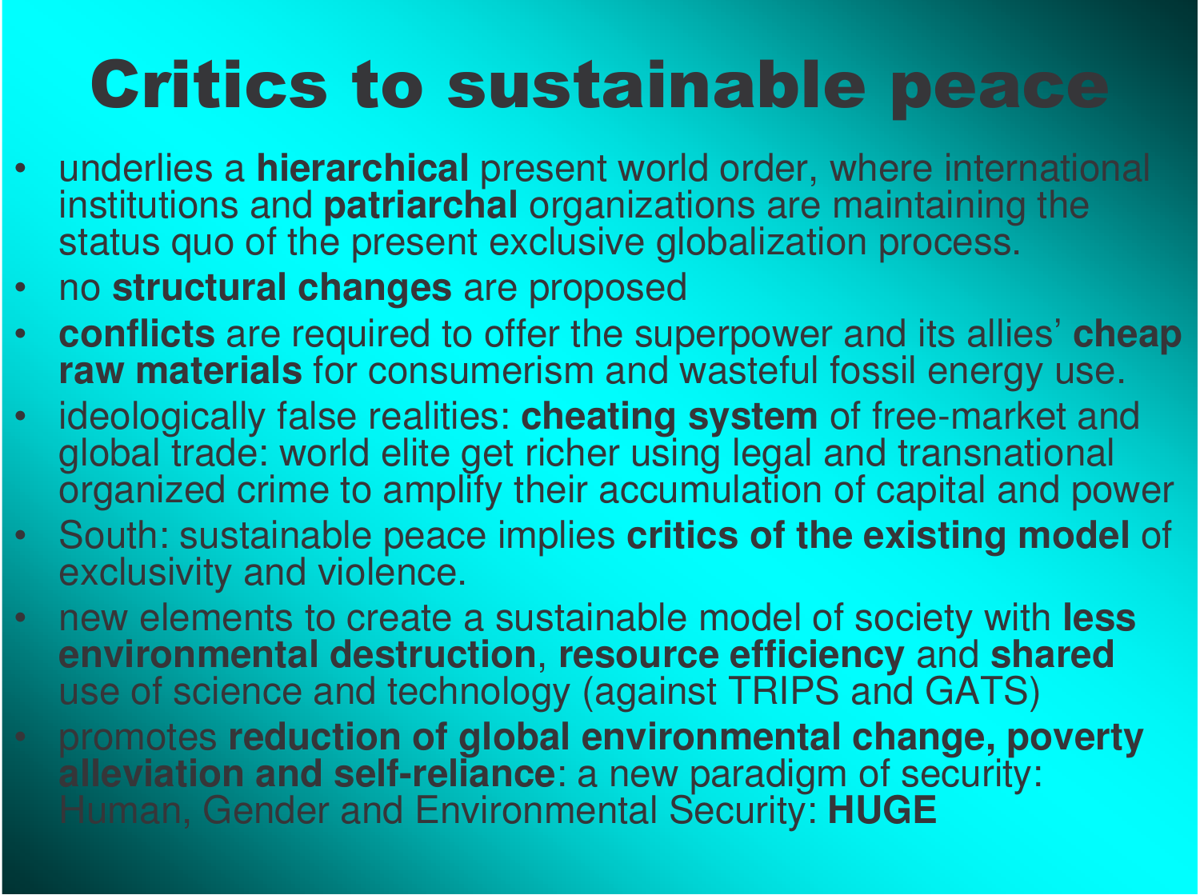# Critics to sustainable peace

- underlies a **hierarchical** present world order, where international institutions and **patriarchal** organizations are maintaining the status quo of the present exclusive globalization process.
- no **structural changes** are proposed
- **conflicts** are required to offer the superpower and its allies' **cheap raw materials** for consumerism and wasteful fossil energy use.
- ideologically false realities: **cheating system** of free-market and global trade: world elite get richer using legal and transnational organized crime to amplify their accumulation of capital and power
- South: sustainable peace implies **critics of the existing model** of exclusivity and violence.
- new elements to create a sustainable model of society with **less environmental destruction**, **resource efficiency** and **shared** use of science and technology (against TRIPS and GATS)
- promotes **reduction of global environmental change, poverty alleviation and self-reliance**: a new paradigm of security: Human, Gender and Environmental Security: **HUGE**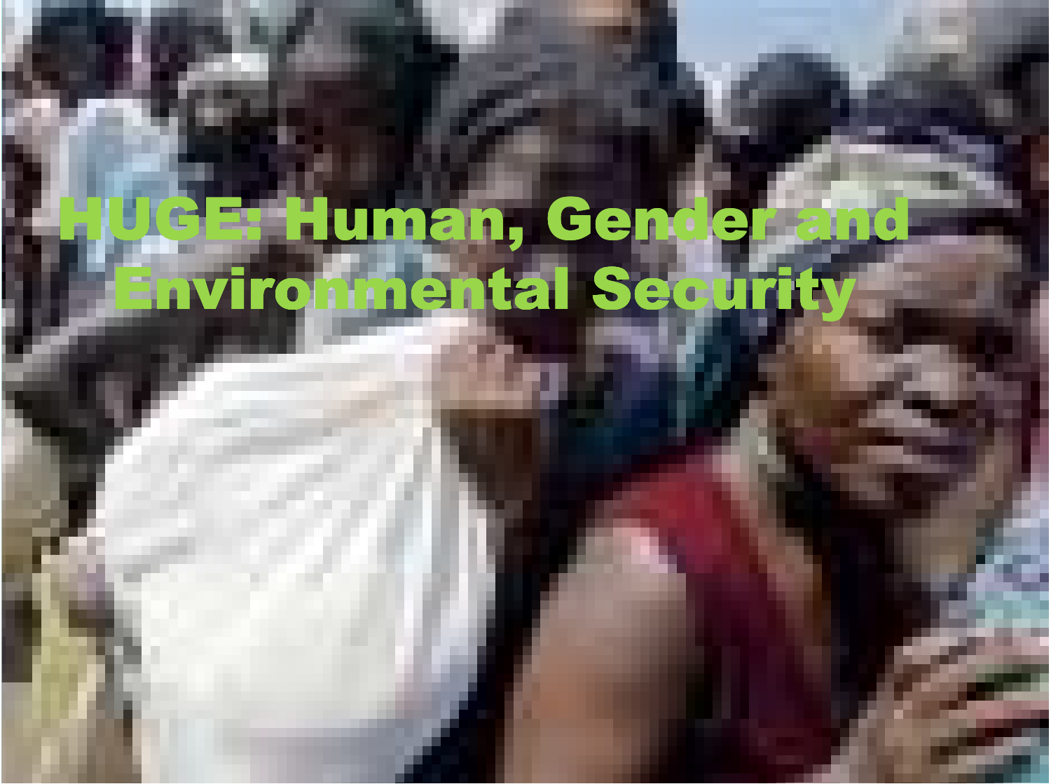# HUGE: Human, Gender and Environmental Security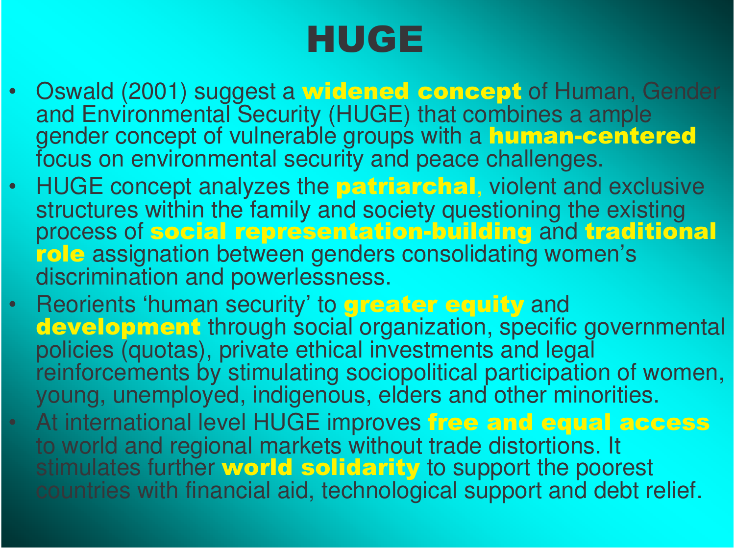# HUGE

- Oswald (2001) suggest a **widened concept** of Human, Gender and Environmental Security (HUGE) that combines a ample gender concept of vulnerable groups with a **human-centered** focus on environmental security and peace challenges.
- HUGE concept analyzes the **patriarchal**, violent and exclusive structures within the family and society questioning the existing process of **social representation-building** and **traditional role** assignation between genders consolidating women's discrimination and powerlessness.
- Reorients 'human security' to **greater equity** and **development** through social organization, specific governmental policies (quotas), private ethical investments and legal reinforcements by stimulating sociopolitical participation of women, young, unemployed, indigenous, elders and other minorities.
- At international level HUGE improves **free and equal access** to world and regional markets without trade distortions. It stimulates further **world solidarity** to support the poorest countries with financial aid, technological support and debt relief.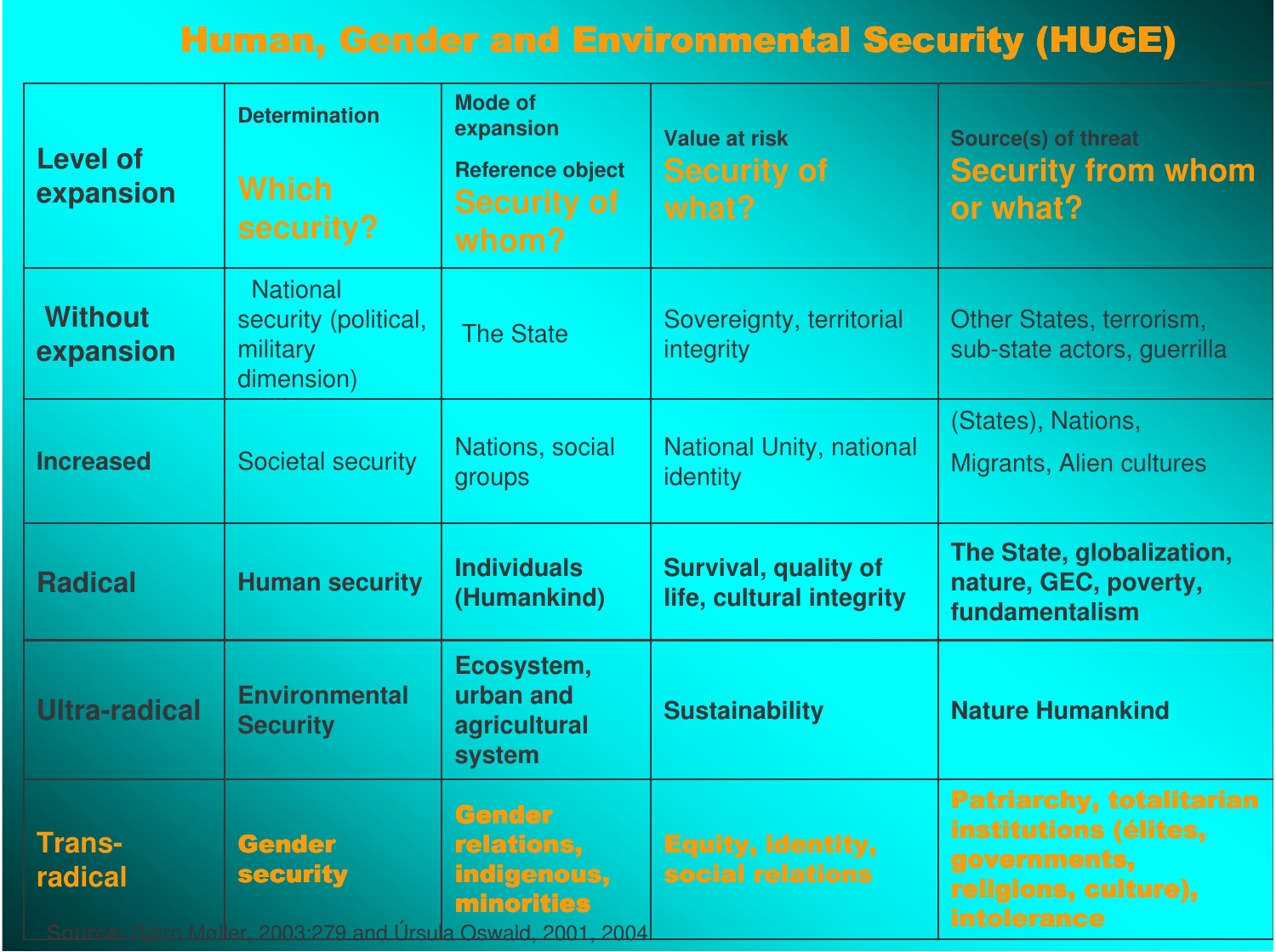# Human, Gender and Environmental Security (HUGE)

| Level of expansion | Determination Which security? | Mode of expansion Reference object Security of whom? | Value at risk Security of what? | Source(s) of threat Security from whom or what? |
|---|---|---|---|---|
| Without expansion | National security (political, military dimension) | The State | Sovereignty, territorial integrity | Other States, terrorism, sub-state actors, guerrilla |
| Increased | Societal security | Nations, social groups | National Unity, national identity | (States), Nations, Migrants, Alien cultures |
| **Radical** | **Human security** | **Individuals (Humankind)** | **Survival, quality of life, cultural integrity** | **The State, globalization, nature, GEC, poverty, fundamentalism** |
| **Ultra-radical** | **Environmental Security** | **Ecosystem, urban and agricultural system** | **Sustainability** | **Nature Humankind** |
| Trans-radical | **Gender security** | **Gender relations, indigenous, minorities** | **Equity, identity, social relations** | **Patriarchy, totalitarian institutions (élites, governments, religions, culture), intolerance** |

Source: Bjørn Møller, 2003:279 and Úrsula Oswald, 2001, 2004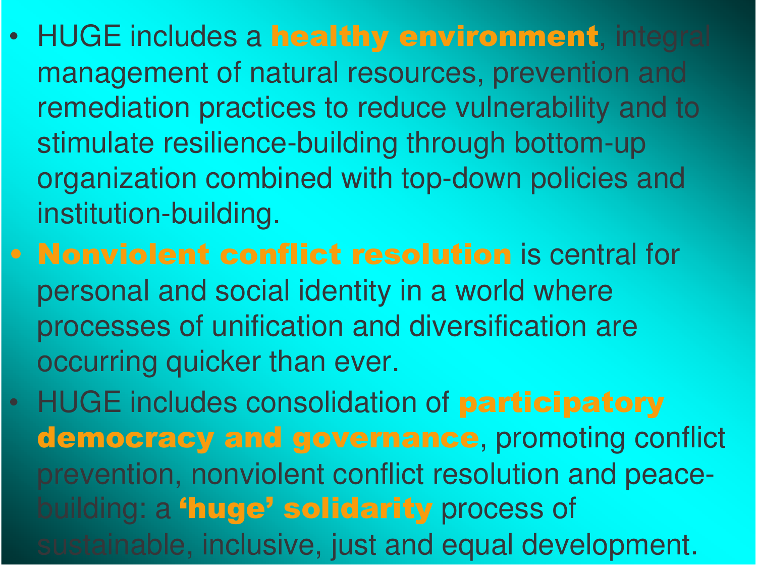- HUGE includes a **healthy environment**, integral management of natural resources, prevention and remediation practices to reduce vulnerability and to stimulate resilience-building through bottom-up organization combined with top-down policies and institution-building.
- **Nonviolent conflict resolution** is central for personal and social identity in a world where processes of unification and diversification are occurring quicker than ever.
- HUGE includes consolidation of **participatory democracy and governance**, promoting conflict prevention, nonviolent conflict resolution and peace-building: a **'huge' solidarity** process of sustainable, inclusive, just and equal development.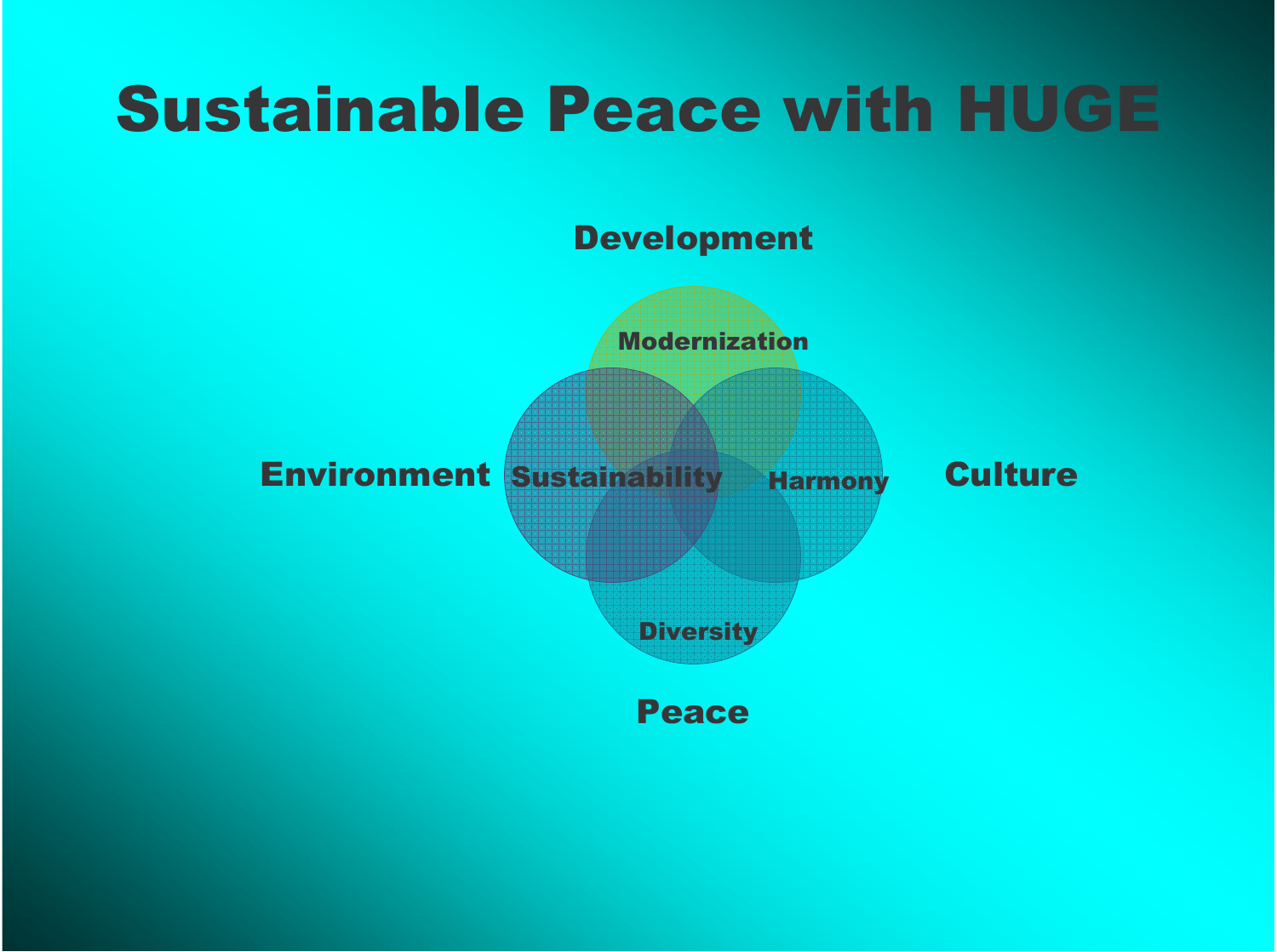# Sustainable Peace with HUGE

Development

Modernization

Environment

Sustainability

Harmony

Culture

Diversity

Peace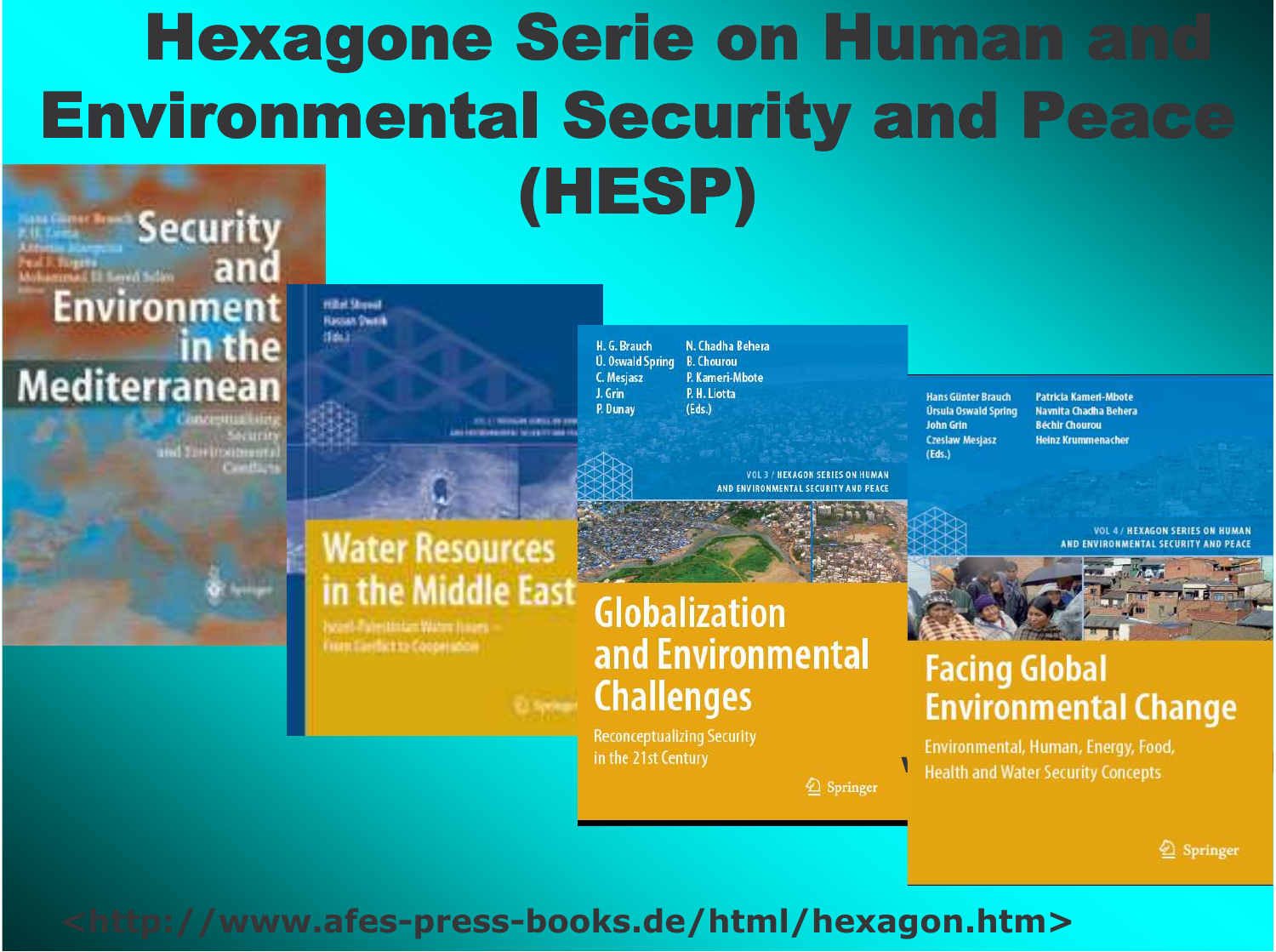# Hexagone Serie on Human and Environmental Security and Peace (HESP)

Hans Günter Brauch, P. H. Liotta, Antonio Marquina, Paul F. Rogers, Mohammad El-Sayed Selim (Eds.)

**Security and Environment in the Mediterranean**

Conceptualising Security and Environmental Conflicts

Springer

Hillel Shuval, Hassan Dweik (Eds.)

**Water Resources in the Middle East**

Israel-Palestinian Water Issues – From Conflict to Cooperation

Vol 2 / Hexagon Series on Human and Environmental Security and Peace

Springer

H. G. Brauch, Ú. Oswald Spring, C. Mesjasz, J. Grin, P. Dunay, N. Chadha Behera, B. Chourou, P. Kameri-Mbote, P. H. Liotta (Eds.)

VOL 3 / HEXAGON SERIES ON HUMAN AND ENVIRONMENTAL SECURITY AND PEACE

**Globalization and Environmental Challenges**

Reconceptualizing Security in the 21st Century

Springer

Hans Günter Brauch, Úrsula Oswald Spring, John Grin, Czeslaw Mesjasz, Patricia Kameri-Mbote, Navnita Chadha Behera, Béchir Chourou, Heinz Krummenacher (Eds.)

VOL 4 / HEXAGON SERIES ON HUMAN AND ENVIRONMENTAL SECURITY AND PEACE

**Facing Global Environmental Change**

Environmental, Human, Energy, Food, Health and Water Security Concepts

Springer

<http://www.afes-press-books.de/html/hexagon.htm>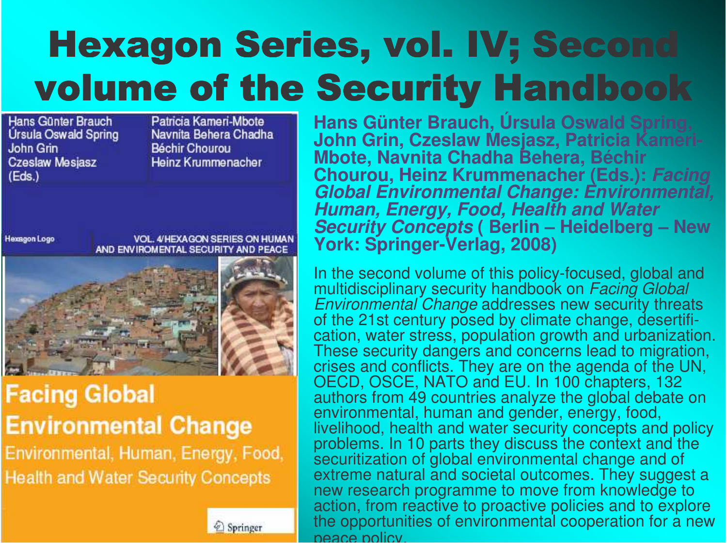# Hexagon Series, vol. IV; Second volume of the Security Handbook

Hans Günter Brauch
Úrsula Oswald Spring
John Grin
Czeslaw Mesjasz
(Eds.)

Patricia Kameri-Mbote
Navnita Behera Chadha
Béchir Chourou
Heinz Krummenacher

Hexagon Logo

VOL. 4/HEXAGON SERIES ON HUMAN AND ENVIROMENTAL SECURITY AND PEACE

**Facing Global Environmental Change**

Environmental, Human, Energy, Food, Health and Water Security Concepts

Springer

**Hans Günter Brauch, Úrsula Oswald Spring, John Grin, Czeslaw Mesjasz, Patricia Kameri-Mbote, Navnita Chadha Behera, Béchir Chourou, Heinz Krummenacher (Eds.): *Facing Global Environmental Change: Environmental, Human, Energy, Food, Health and Water Security Concepts* ( Berlin – Heidelberg – New York: Springer-Verlag, 2008)**

In the second volume of this policy-focused, global and multidisciplinary security handbook on *Facing Global Environmental Change* addresses new security threats of the 21st century posed by climate change, desertification, water stress, population growth and urbanization. These security dangers and concerns lead to migration, crises and conflicts. They are on the agenda of the UN, OECD, OSCE, NATO and EU. In 100 chapters, 132 authors from 49 countries analyze the global debate on environmental, human and gender, energy, food, livelihood, health and water security concepts and policy problems. In 10 parts they discuss the context and the securitization of global environmental change and of extreme natural and societal outcomes. They suggest a new research programme to move from knowledge to action, from reactive to proactive policies and to explore the opportunities of environmental cooperation for a new peace policy.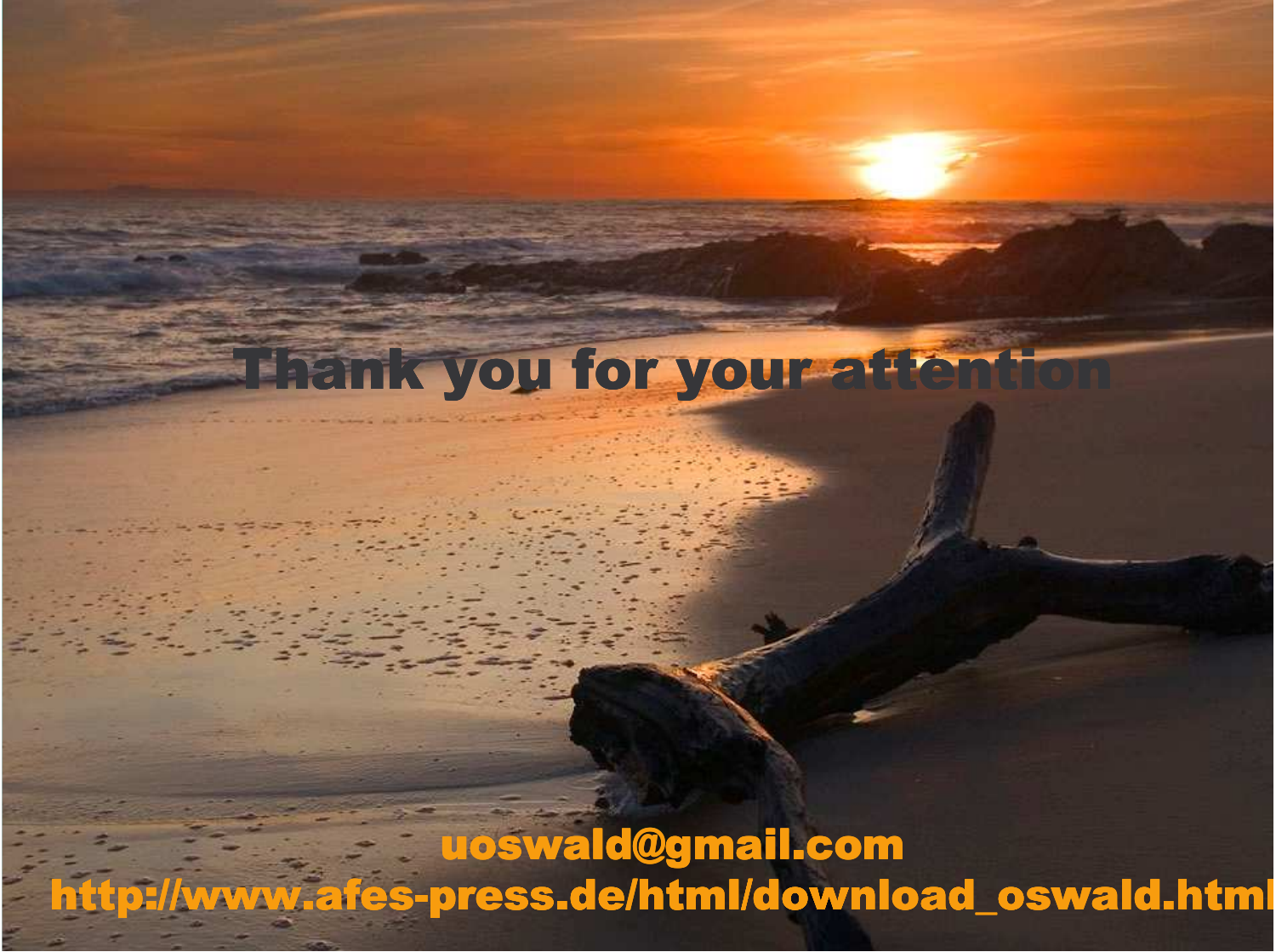# Thank you for your attention

**uoswald@gmail.com**

**http://www.afes-press.de/html/download_oswald.html**